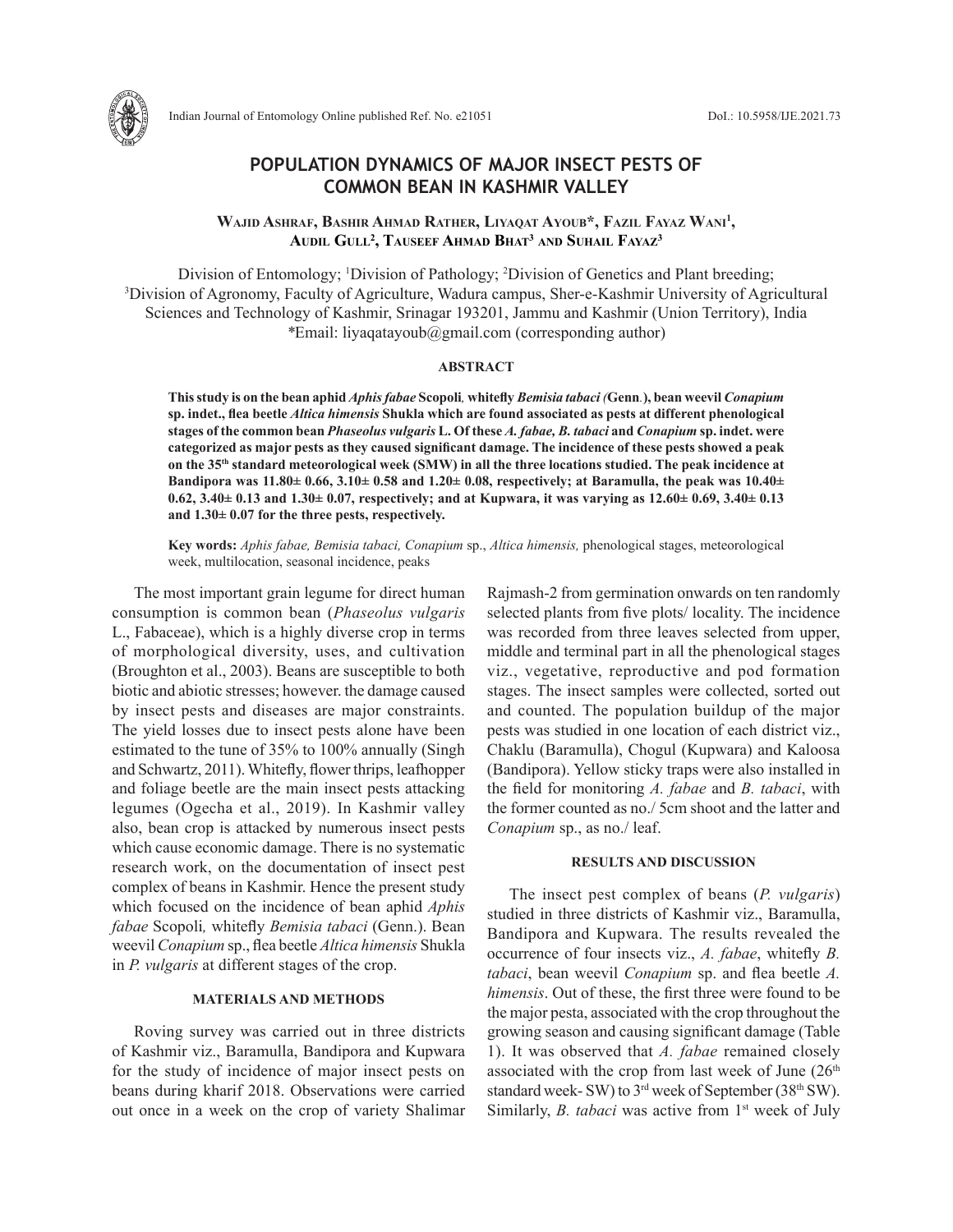# POPULATION DYNAMICS OF MAJOR INSECT PESTS OF COMMON BEAN IN KASHMIR VALLEY

**Wajid Ashraf, Bashir Ahmad Rather, Liyaqat Ayoub*, Fazil Fayaz Wani[1], Audil Gull[2], Tauseef Ahmad Bhat[3] and Suhail Fayaz[3]**

Division of Entomology; [1]Division of Pathology; [2]Division of Genetics and Plant breeding; [3]Division of Agronomy, Faculty of Agriculture, Wadura campus, Sher-e-Kashmir University of Agricultural Sciences and Technology of Kashmir, Srinagar 193201, Jammu and Kashmir (Union Territory), India
*Email: liyaqatayoub@gmail.com (corresponding author)

## ABSTRACT

**This study is on the bean aphid *Aphis fabae* Scopoli, whitefly *Bemisia tabaci (*Genn.), bean weevil *Conapium* sp. indet., flea beetle *Altica himensis* Shukla which are found associated as pests at different phenological stages of the common bean *Phaseolus vulgaris* L. Of these *A. fabae, B. tabaci* and *Conapium* sp. indet. were categorized as major pests as they caused significant damage. The incidence of these pests showed a peak on the 35th standard meteorological week (SMW) in all the three locations studied. The peak incidence at Bandipora was 11.80± 0.66, 3.10± 0.58 and 1.20± 0.08, respectively; at Baramulla, the peak was 10.40± 0.62, 3.40± 0.13 and 1.30± 0.07, respectively; and at Kupwara, it was varying as 12.60± 0.69, 3.40± 0.13 and 1.30± 0.07 for the three pests, respectively.**

**Key words:** *Aphis fabae, Bemisia tabaci, Conapium* sp., *Altica himensis,* phenological stages, meteorological week, multilocation, seasonal incidence, peaks

The most important grain legume for direct human consumption is common bean (*Phaseolus vulgaris* L., Fabaceae), which is a highly diverse crop in terms of morphological diversity, uses, and cultivation (Broughton et al., 2003). Beans are susceptible to both biotic and abiotic stresses; however. the damage caused by insect pests and diseases are major constraints. The yield losses due to insect pests alone have been estimated to the tune of 35% to 100% annually (Singh and Schwartz, 2011). Whitefly, flower thrips, leafhopper and foliage beetle are the main insect pests attacking legumes (Ogecha et al., 2019). In Kashmir valley also, bean crop is attacked by numerous insect pests which cause economic damage. There is no systematic research work, on the documentation of insect pest complex of beans in Kashmir. Hence the present study which focused on the incidence of bean aphid *Aphis fabae* Scopoli, whitefly *Bemisia tabaci* (Genn.). Bean weevil *Conapium* sp., flea beetle *Altica himensis* Shukla in *P. vulgaris* at different stages of the crop.

## MATERIALS AND METHODS

Roving survey was carried out in three districts of Kashmir viz., Baramulla, Bandipora and Kupwara for the study of incidence of major insect pests on beans during kharif 2018. Observations were carried out once in a week on the crop of variety Shalimar Rajmash-2 from germination onwards on ten randomly selected plants from five plots/ locality. The incidence was recorded from three leaves selected from upper, middle and terminal part in all the phenological stages viz., vegetative, reproductive and pod formation stages. The insect samples were collected, sorted out and counted. The population buildup of the major pests was studied in one location of each district viz., Chaklu (Baramulla), Chogul (Kupwara) and Kaloosa (Bandipora). Yellow sticky traps were also installed in the field for monitoring *A. fabae* and *B. tabaci*, with the former counted as no./ 5cm shoot and the latter and *Conapium* sp., as no./ leaf.

## RESULTS AND DISCUSSION

The insect pest complex of beans (*P. vulgaris*) studied in three districts of Kashmir viz., Baramulla, Bandipora and Kupwara. The results revealed the occurrence of four insects viz., *A. fabae*, whitefly *B. tabaci*, bean weevil *Conapium* sp. and flea beetle *A. himensis*. Out of these, the first three were found to be the major pesta, associated with the crop throughout the growing season and causing significant damage (Table 1). It was observed that *A. fabae* remained closely associated with the crop from last week of June (26th standard week- SW) to 3rd week of September (38th SW). Similarly, *B. tabaci* was active from 1st week of July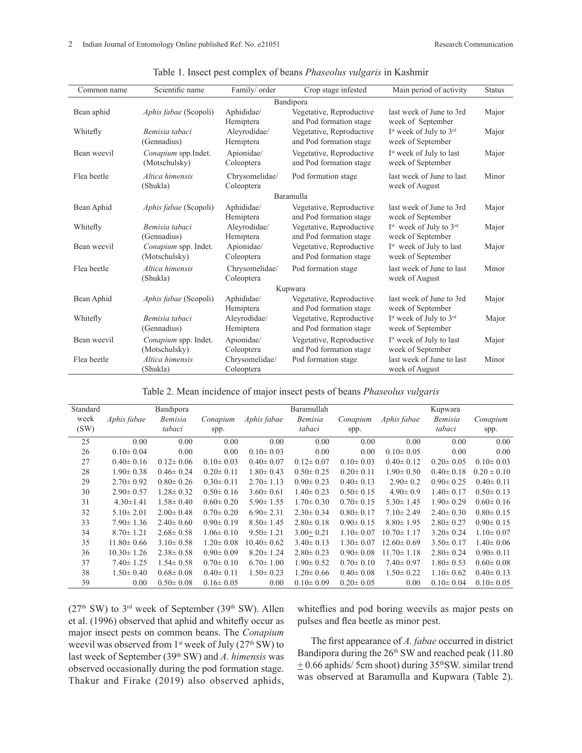Table 1. Insect pest complex of beans *Phaseolus vulgaris* in Kashmir

| Common name | Scientific name | Family/ order | Crop stage infested | Main period of activity | Status |
|---|---|---|---|---|---|
| | | | Bandipora | | |
| Bean aphid | *Aphis fabae* (Scopoli) | Aphididae/ Hemiptera | Vegetative, Reproductive and Pod formation stage | last week of June to 3rd week of September | Major |
| Whitefly | *Bemisia tabaci* (Gennadius) | Aleyrodidae/ Hemiptera | Vegetative, Reproductive and Pod formation stage | I[st] week of July to 3[rd] week of September | Major |
| Bean weevil | *Conapium* spp.Indet. (Motschulsky) | Apionidae/ Coleoptera | Vegetative, Reproductive and Pod formation stage | I[st] week of July to last week of September | Major |
| Flea beetle | *Altica himensis* (Shukla) | Chrysomelidae/ Coleoptera | Pod formation stage | last week of June to last week of August | Minor |
| | | | Baramulla | | |
| Bean Aphid | *Aphis fabae* (Scopoli) | Aphididae/ Hemiptera | Vegetative, Reproductive and Pod formation stage | last week of June to 3rd week of September | Major |
| Whitefly | *Bemisia tabaci* (Gennadius) | Aleyrodidae/ Hemiptera | Vegetative, Reproductive and Pod formation stage | I[st] week of July to 3[rd] week of September | Major |
| Bean weevil | *Conapium* spp. Indet. (Motschulsky) | Apionidae/ Coleoptera | Vegetative, Reproductive and Pod formation stage | I[st] week of July to last week of September | Major |
| Flea beetle | *Altica himensis* (Shukla) | Chrysomelidae/ Coleoptera | Pod formation stage | last week of June to last week of August | Minor |
| | | | Kupwara | | |
| Bean Aphid | *Aphis fabae* (Scopoli) | Aphididae/ Hemiptera | Vegetative, Reproductive and Pod formation stage | last week of June to 3rd week of September | Major |
| Whitefly | *Bemisia tabaci* (Gennadius) | Aleyrodidae/ Hemiptera | Vegetative, Reproductive and Pod formation stage | I[st] week of July to 3[rd] week of September | Major |
| Bean weevil | *Conapium* spp. Indet. (Motschulsky) | Apionidae/ Coleoptera | Vegetative, Reproductive and Pod formation stage | I[st] week of July to last week of September | Major |
| Flea beetle | *Altica himensis* (Shukla) | Chrysomelidae/ Coleoptera | Pod formation stage | last week of June to last week of August | Minor |

Table 2. Mean incidence of major insect pests of beans *Phaseolus vulgaris*

| Standard week (SW) | Bandipora | | | Baramullah | | | Kupwara | | |
|---|---|---|---|---|---|---|---|---|---|
| | *Aphis fabae* | *Bemisia tabaci* | *Conapium* spp. | *Aphis fabae* | *Bemisia tabaci* | *Conapium* spp. | *Aphis fabae* | *Bemisia tabaci* | *Conapium* spp. |
| 25 | 0.00 | 0.00 | 0.00 | 0.00 | 0.00 | 0.00 | 0.00 | 0.00 | 0.00 |
| 26 | 0.10± 0.04 | 0.00 | 0.00 | 0.10± 0.03 | 0.00 | 0.00 | 0.10± 0.05 | 0.00 | 0.00 |
| 27 | 0.40± 0.16 | 0.12± 0.06 | 0.10± 0.03 | 0.40± 0.07 | 0.12± 0.07 | 0.10± 0.03 | 0.40± 0.12 | 0.20± 0.05 | 0.10± 0.03 |
| 28 | 1.90± 0.38 | 0.46± 0.24 | 0.20± 0.11 | 1.80± 0.43 | 0.50± 0.25 | 0.20± 0.11 | 1.90± 0.50 | 0.40± 0.18 | 0.20 ± 0.10 |
| 29 | 2.70± 0.92 | 0.80± 0.26 | 0.30± 0.11 | 2.70± 1.13 | 0.90± 0.23 | 0.40± 0.13 | 2.90± 0.2 | 0.90± 0.25 | 0.40± 0.11 |
| 30 | 2.90± 0.57 | 1.28± 0.32 | 0.50± 0.16 | 3.60± 0.61 | 1.40± 0.23 | 0.50± 0.15 | 4.90± 0.9 | 1.40± 0.17 | 0.50± 0.13 |
| 31 | 4.30±1.41 | 1.58± 0.40 | 0.60± 0.20 | 5.90± 1.55 | 1.70± 0.30 | 0.70± 0.15 | 5.30± 1.45 | 1.90± 0.29 | 0.60± 0.16 |
| 32 | 5.10± 2.01 | 2.00± 0.48 | 0.70± 0.20 | 6.90± 2.31 | 2.30± 0.34 | 0.80± 0.17 | 7.10± 2.49 | 2.40± 0.30 | 0.80± 0.15 |
| 33 | 7.90± 1.36 | 2.40± 0.60 | 0.90± 0.19 | 8.50± 1.45 | 2.80± 0.18 | 0.90± 0.15 | 8.80± 1.95 | 2.80± 0.27 | 0.90± 0.15 |
| 34 | 8.70± 1.21 | 2.68± 0.58 | 1.06± 0.10 | 9.50± 1.21 | 3.00± 0.21 | 1.10± 0.07 | 10.70± 1.17 | 3.20± 0.24 | 1.10± 0.07 |
| 35 | 11.80± 0.66 | 3.10± 0.58 | 1.20± 0.08 | 10.40± 0.62 | 3.40± 0.13 | 1.30± 0.07 | 12.60± 0.69 | 3.50± 0.17 | 1.40± 0.06 |
| 36 | 10.30± 1.26 | 2.38± 0.58 | 0.90± 0.09 | 8.20± 1.24 | 2.80± 0.23 | 0.90± 0.08 | 11.70± 1.18 | 2.80± 0.24 | 0.90± 0.11 |
| 37 | 7.40± 1.25 | 1.54± 0.58 | 0.70± 0.10 | 6.70± 1.00 | 1.90± 0.52 | 0.70± 0.10 | 7.40± 0.97 | 1.80± 0.53 | 0.60± 0.08 |
| 38 | 1.50± 0.40 | 0.68± 0.08 | 0.40± 0.11 | 1.50± 0.23 | 1.20± 0.66 | 0.40± 0.08 | 1.50± 0.22 | 1.10± 0.62 | 0.40± 0.13 |
| 39 | 0.00 | 0.50± 0.08 | 0.16± 0.05 | 0.00 | 0.10± 0.09 | 0.20± 0.05 | 0.00 | 0.10± 0.04 | 0.10± 0.05 |

(27[th] SW) to 3[rd] week of September (39[th] SW). Allen et al. (1996) observed that aphid and whitefly occur as major insect pests on common beans. The *Conapium* weevil was observed from 1[st] week of July (27[th] SW) to last week of September (39[th] SW) and *A. himensis* was observed occasionally during the pod formation stage. Thakur and Firake (2019) also observed aphids, whiteflies and pod boring weevils as major pests on pulses and flea beetle as minor pest.

The first appearance of *A. fabae* occurred in district Bandipora during the 26[th] SW and reached peak (11.80 ± 0.66 aphids/ 5cm shoot) during 35[th]SW. similar trend was observed at Baramulla and Kupwara (Table 2).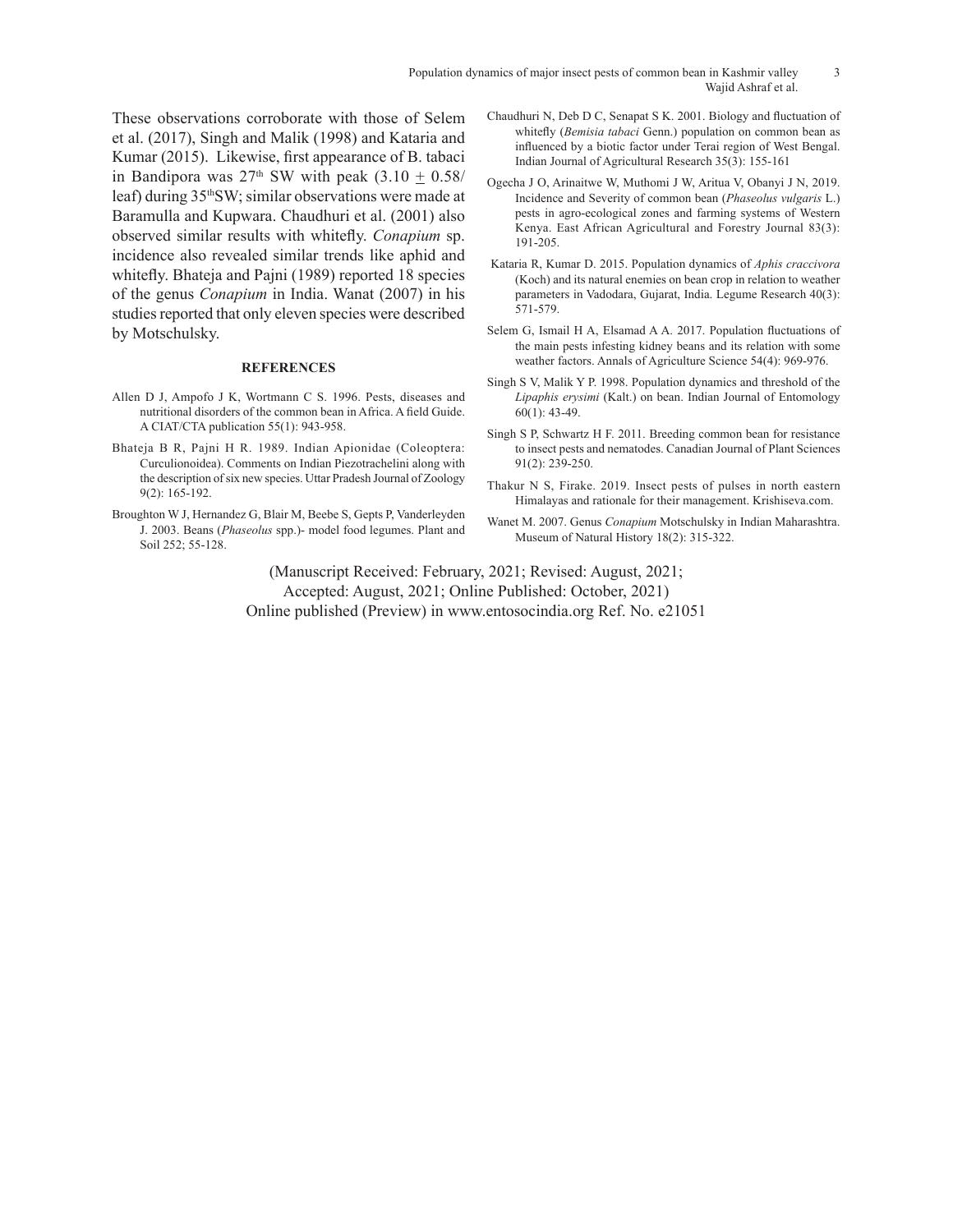These observations corroborate with those of Selem et al. (2017), Singh and Malik (1998) and Kataria and Kumar (2015). Likewise, first appearance of B. tabaci in Bandipora was 27th SW with peak ($3.10 \pm 0.58$/leaf) during 35th SW; similar observations were made at Baramulla and Kupwara. Chaudhuri et al. (2001) also observed similar results with whitefly. *Conapium* sp. incidence also revealed similar trends like aphid and whitefly. Bhateja and Pajni (1989) reported 18 species of the genus *Conapium* in India. Wanat (2007) in his studies reported that only eleven species were described by Motschulsky.

## REFERENCES

Allen D J, Ampofo J K, Wortmann C S. 1996. Pests, diseases and nutritional disorders of the common bean in Africa. A field Guide. A CIAT/CTA publication 55(1): 943-958.

Bhateja B R, Pajni H R. 1989. Indian Apionidae (Coleoptera: Curculionoidea). Comments on Indian Piezotrachelini along with the description of six new species. Uttar Pradesh Journal of Zoology 9(2): 165-192.

Broughton W J, Hernandez G, Blair M, Beebe S, Gepts P, Vanderleyden J. 2003. Beans (*Phaseolus* spp.)- model food legumes. Plant and Soil 252; 55-128.

Chaudhuri N, Deb D C, Senapat S K. 2001. Biology and fluctuation of whitefly (*Bemisia tabaci* Genn.) population on common bean as influenced by a biotic factor under Terai region of West Bengal. Indian Journal of Agricultural Research 35(3): 155-161

Ogecha J O, Arinaitwe W, Muthomi J W, Aritua V, Obanyi J N, 2019. Incidence and Severity of common bean (*Phaseolus vulgaris* L.) pests in agro-ecological zones and farming systems of Western Kenya. East African Agricultural and Forestry Journal 83(3): 191-205.

Kataria R, Kumar D. 2015. Population dynamics of *Aphis craccivora* (Koch) and its natural enemies on bean crop in relation to weather parameters in Vadodara, Gujarat, India. Legume Research 40(3): 571-579.

Selem G, Ismail H A, Elsamad A A. 2017. Population fluctuations of the main pests infesting kidney beans and its relation with some weather factors. Annals of Agriculture Science 54(4): 969-976.

Singh S V, Malik Y P. 1998. Population dynamics and threshold of the *Lipaphis erysimi* (Kalt.) on bean. Indian Journal of Entomology 60(1): 43-49.

Singh S P, Schwartz H F. 2011. Breeding common bean for resistance to insect pests and nematodes. Canadian Journal of Plant Sciences 91(2): 239-250.

Thakur N S, Firake. 2019. Insect pests of pulses in north eastern Himalayas and rationale for their management. Krishiseva.com.

Wanet M. 2007. Genus *Conapium* Motschulsky in Indian Maharashtra. Museum of Natural History 18(2): 315-322.

(Manuscript Received: February, 2021; Revised: August, 2021; Accepted: August, 2021; Online Published: October, 2021)
Online published (Preview) in www.entosocindia.org Ref. No. e21051